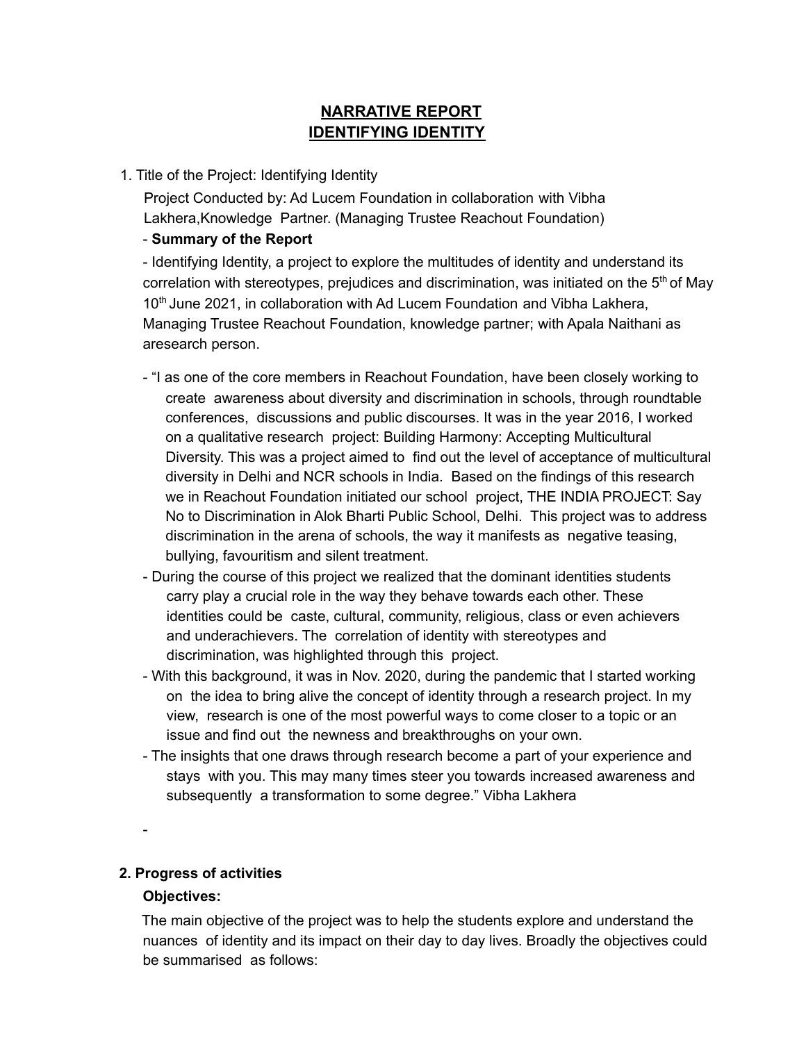# NARRATIVE REPORT
# IDENTIFYING IDENTITY

1. Title of the Project: Identifying Identity

   Project Conducted by: Ad Lucem Foundation in collaboration with Vibha Lakhera,Knowledge Partner. (Managing Trustee Reachout Foundation)

   - **Summary of the Report**

   - Identifying Identity, a project to explore the multitudes of identity and understand its correlation with stereotypes, prejudices and discrimination, was initiated on the 5th of May 10th June 2021, in collaboration with Ad Lucem Foundation and Vibha Lakhera, Managing Trustee Reachout Foundation, knowledge partner; with Apala Naithani as aresearch person.

   - "I as one of the core members in Reachout Foundation, have been closely working to create awareness about diversity and discrimination in schools, through roundtable conferences, discussions and public discourses. It was in the year 2016, I worked on a qualitative research project: Building Harmony: Accepting Multicultural Diversity. This was a project aimed to find out the level of acceptance of multicultural diversity in Delhi and NCR schools in India. Based on the findings of this research we in Reachout Foundation initiated our school project, THE INDIA PROJECT: Say No to Discrimination in Alok Bharti Public School, Delhi. This project was to address discrimination in the arena of schools, the way it manifests as negative teasing, bullying, favouritism and silent treatment.
   - During the course of this project we realized that the dominant identities students carry play a crucial role in the way they behave towards each other. These identities could be caste, cultural, community, religious, class or even achievers and underachievers. The correlation of identity with stereotypes and discrimination, was highlighted through this project.
   - With this background, it was in Nov. 2020, during the pandemic that I started working on the idea to bring alive the concept of identity through a research project. In my view, research is one of the most powerful ways to come closer to a topic or an issue and find out the newness and breakthroughs on your own.
   - The insights that one draws through research become a part of your experience and stays with you. This may many times steer you towards increased awareness and subsequently a transformation to some degree." Vibha Lakhera

   -

**2. Progress of activities**

**Objectives:**

The main objective of the project was to help the students explore and understand the nuances of identity and its impact on their day to day lives. Broadly the objectives could be summarised as follows: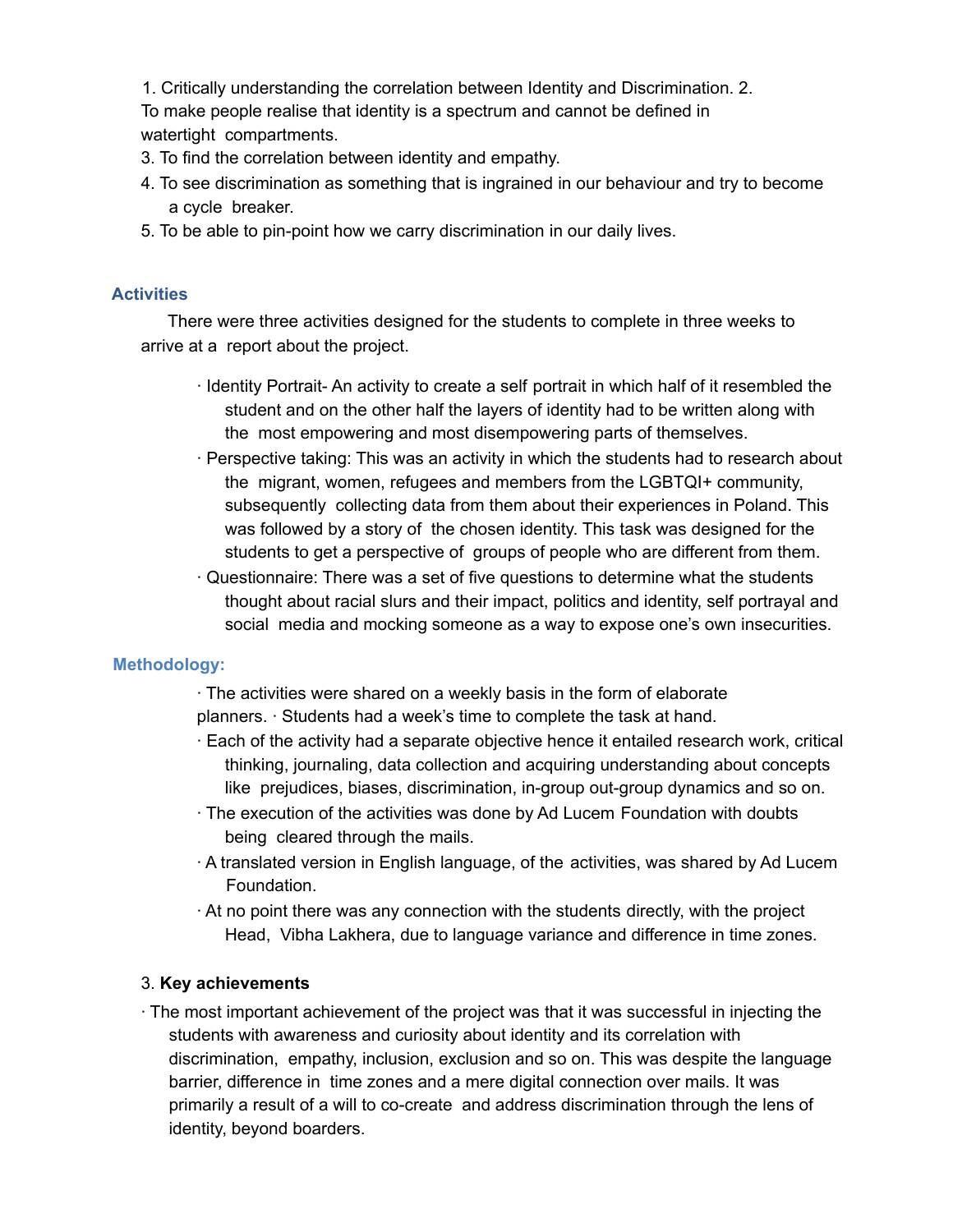1. Critically understanding the correlation between Identity and Discrimination.
2. To make people realise that identity is a spectrum and cannot be defined in watertight compartments.
3. To find the correlation between identity and empathy.
4. To see discrimination as something that is ingrained in our behaviour and try to become a cycle breaker.
5. To be able to pin-point how we carry discrimination in our daily lives.

## Activities

There were three activities designed for the students to complete in three weeks to arrive at a report about the project.

- Identity Portrait- An activity to create a self portrait in which half of it resembled the student and on the other half the layers of identity had to be written along with the most empowering and most disempowering parts of themselves.
- Perspective taking: This was an activity in which the students had to research about the migrant, women, refugees and members from the LGBTQI+ community, subsequently collecting data from them about their experiences in Poland. This was followed by a story of the chosen identity. This task was designed for the students to get a perspective of groups of people who are different from them.
- Questionnaire: There was a set of five questions to determine what the students thought about racial slurs and their impact, politics and identity, self portrayal and social media and mocking someone as a way to expose one's own insecurities.

## Methodology:

- The activities were shared on a weekly basis in the form of elaborate planners.
- Students had a week's time to complete the task at hand.
- Each of the activity had a separate objective hence it entailed research work, critical thinking, journaling, data collection and acquiring understanding about concepts like prejudices, biases, discrimination, in-group out-group dynamics and so on.
- The execution of the activities was done by Ad Lucem Foundation with doubts being cleared through the mails.
- A translated version in English language, of the activities, was shared by Ad Lucem Foundation.
- At no point there was any connection with the students directly, with the project Head, Vibha Lakhera, due to language variance and difference in time zones.

## 3. **Key achievements**

- The most important achievement of the project was that it was successful in injecting the students with awareness and curiosity about identity and its correlation with discrimination, empathy, inclusion, exclusion and so on. This was despite the language barrier, difference in time zones and a mere digital connection over mails. It was primarily a result of a will to co-create and address discrimination through the lens of identity, beyond boarders.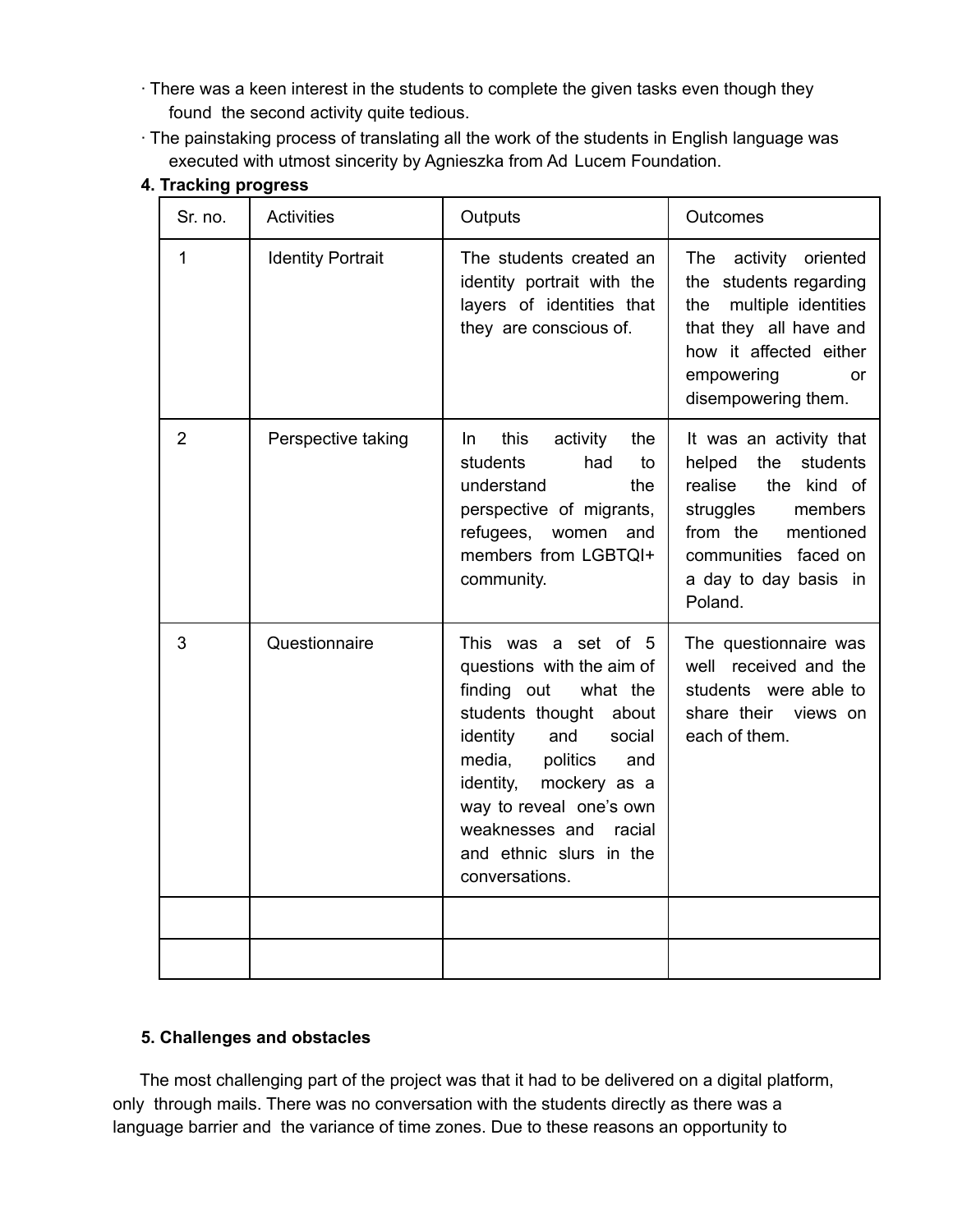- There was a keen interest in the students to complete the given tasks even though they found the second activity quite tedious.
- The painstaking process of translating all the work of the students in English language was executed with utmost sincerity by Agnieszka from Ad Lucem Foundation.

**4. Tracking progress**

| Sr. no. | Activities | Outputs | Outcomes |
|---|---|---|---|
| 1 | Identity Portrait | The students created an identity portrait with the layers of identities that they are conscious of. | The activity oriented the students regarding the multiple identities that they all have and how it affected either empowering or disempowering them. |
| 2 | Perspective taking | In this activity the students had to understand the perspective of migrants, refugees, women and members from LGBTQI+ community. | It was an activity that helped the students realise the kind of struggles members from the mentioned communities faced on a day to day basis in Poland. |
| 3 | Questionnaire | This was a set of 5 questions with the aim of finding out what the students thought about identity and social media, politics and identity, mockery as a way to reveal one's own weaknesses and racial and ethnic slurs in the conversations. | The questionnaire was well received and the students were able to share their views on each of them. |
| | | | |
| | | | |

**5. Challenges and obstacles**

The most challenging part of the project was that it had to be delivered on a digital platform, only through mails. There was no conversation with the students directly as there was a language barrier and the variance of time zones. Due to these reasons an opportunity to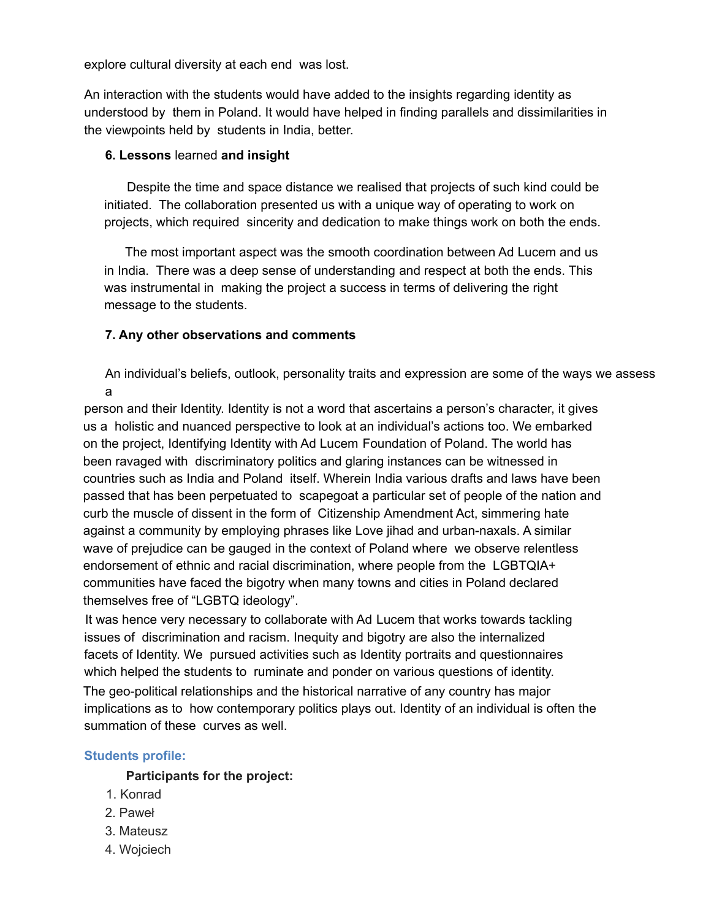explore cultural diversity at each end was lost.

An interaction with the students would have added to the insights regarding identity as understood by them in Poland. It would have helped in finding parallels and dissimilarities in the viewpoints held by students in India, better.

**6. Lessons** learned **and insight**

Despite the time and space distance we realised that projects of such kind could be initiated. The collaboration presented us with a unique way of operating to work on projects, which required sincerity and dedication to make things work on both the ends.

The most important aspect was the smooth coordination between Ad Lucem and us in India. There was a deep sense of understanding and respect at both the ends. This was instrumental in making the project a success in terms of delivering the right message to the students.

**7. Any other observations and comments**

An individual's beliefs, outlook, personality traits and expression are some of the ways we assess a person and their Identity. Identity is not a word that ascertains a person's character, it gives us a holistic and nuanced perspective to look at an individual's actions too. We embarked on the project, Identifying Identity with Ad Lucem Foundation of Poland. The world has been ravaged with discriminatory politics and glaring instances can be witnessed in countries such as India and Poland itself. Wherein India various drafts and laws have been passed that has been perpetuated to scapegoat a particular set of people of the nation and curb the muscle of dissent in the form of Citizenship Amendment Act, simmering hate against a community by employing phrases like Love jihad and urban-naxals. A similar wave of prejudice can be gauged in the context of Poland where we observe relentless endorsement of ethnic and racial discrimination, where people from the LGBTQIA+ communities have faced the bigotry when many towns and cities in Poland declared themselves free of "LGBTQ ideology".

It was hence very necessary to collaborate with Ad Lucem that works towards tackling issues of discrimination and racism. Inequity and bigotry are also the internalized facets of Identity. We pursued activities such as Identity portraits and questionnaires which helped the students to ruminate and ponder on various questions of identity. The geo-political relationships and the historical narrative of any country has major implications as to how contemporary politics plays out. Identity of an individual is often the summation of these curves as well.

### Students profile:

**Participants for the project:**

1. Konrad
2. Paweł
3. Mateusz
4. Wojciech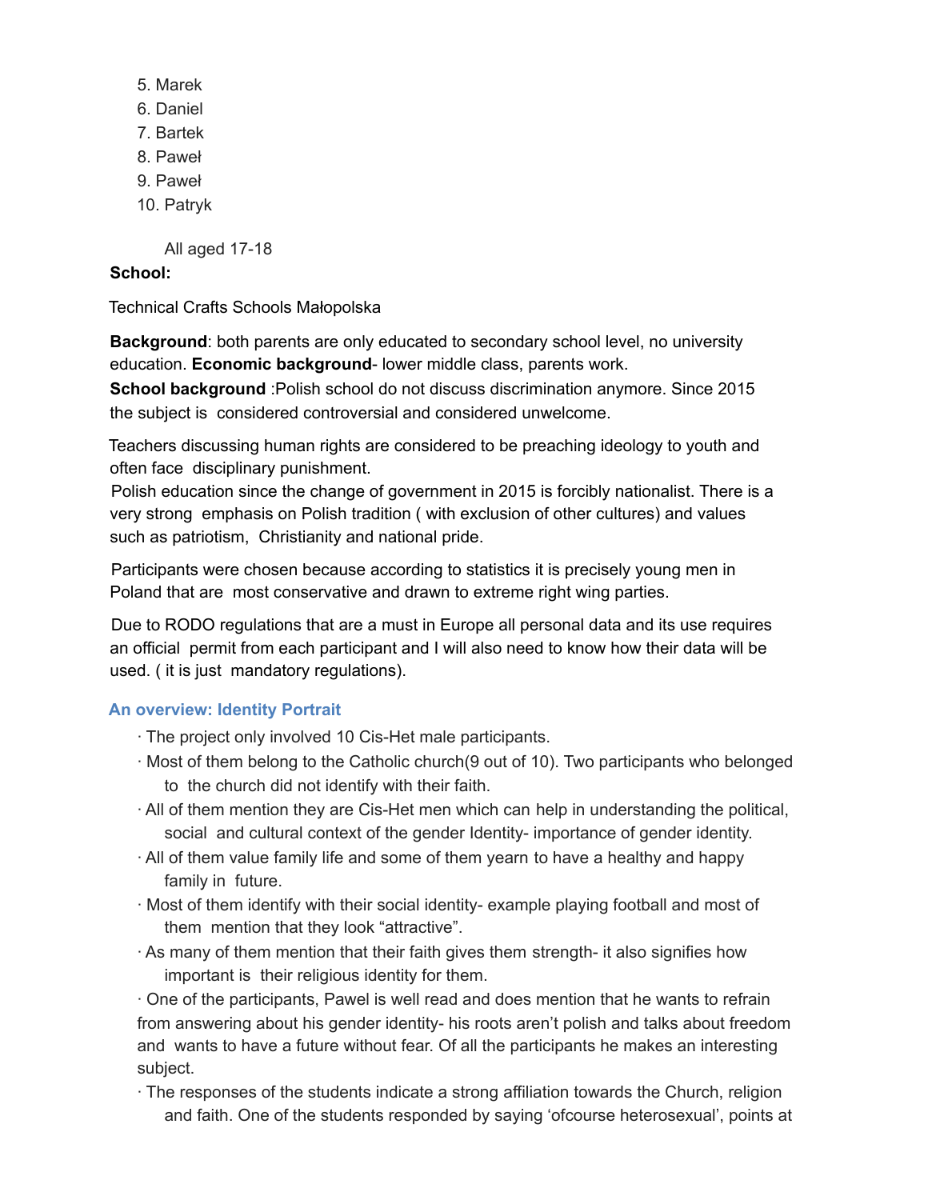5. Marek
6. Daniel
7. Bartek
8. Paweł
9. Paweł
10. Patryk

All aged 17-18

**School:**

Technical Crafts Schools Małopolska

**Background**: both parents are only educated to secondary school level, no university education. **Economic background**- lower middle class, parents work.

**School background** :Polish school do not discuss discrimination anymore. Since 2015 the subject is considered controversial and considered unwelcome.

Teachers discussing human rights are considered to be preaching ideology to youth and often face disciplinary punishment.

Polish education since the change of government in 2015 is forcibly nationalist. There is a very strong emphasis on Polish tradition ( with exclusion of other cultures) and values such as patriotism, Christianity and national pride.

Participants were chosen because according to statistics it is precisely young men in Poland that are most conservative and drawn to extreme right wing parties.

Due to RODO regulations that are a must in Europe all personal data and its use requires an official permit from each participant and I will also need to know how their data will be used. ( it is just mandatory regulations).

### An overview: Identity Portrait

- The project only involved 10 Cis-Het male participants.
- Most of them belong to the Catholic church(9 out of 10). Two participants who belonged to the church did not identify with their faith.
- All of them mention they are Cis-Het men which can help in understanding the political, social and cultural context of the gender Identity- importance of gender identity.
- All of them value family life and some of them yearn to have a healthy and happy family in future.
- Most of them identify with their social identity- example playing football and most of them mention that they look "attractive".
- As many of them mention that their faith gives them strength- it also signifies how important is their religious identity for them.
- One of the participants, Pawel is well read and does mention that he wants to refrain from answering about his gender identity- his roots aren't polish and talks about freedom and wants to have a future without fear. Of all the participants he makes an interesting subject.
- The responses of the students indicate a strong affiliation towards the Church, religion and faith. One of the students responded by saying 'ofcourse heterosexual', points at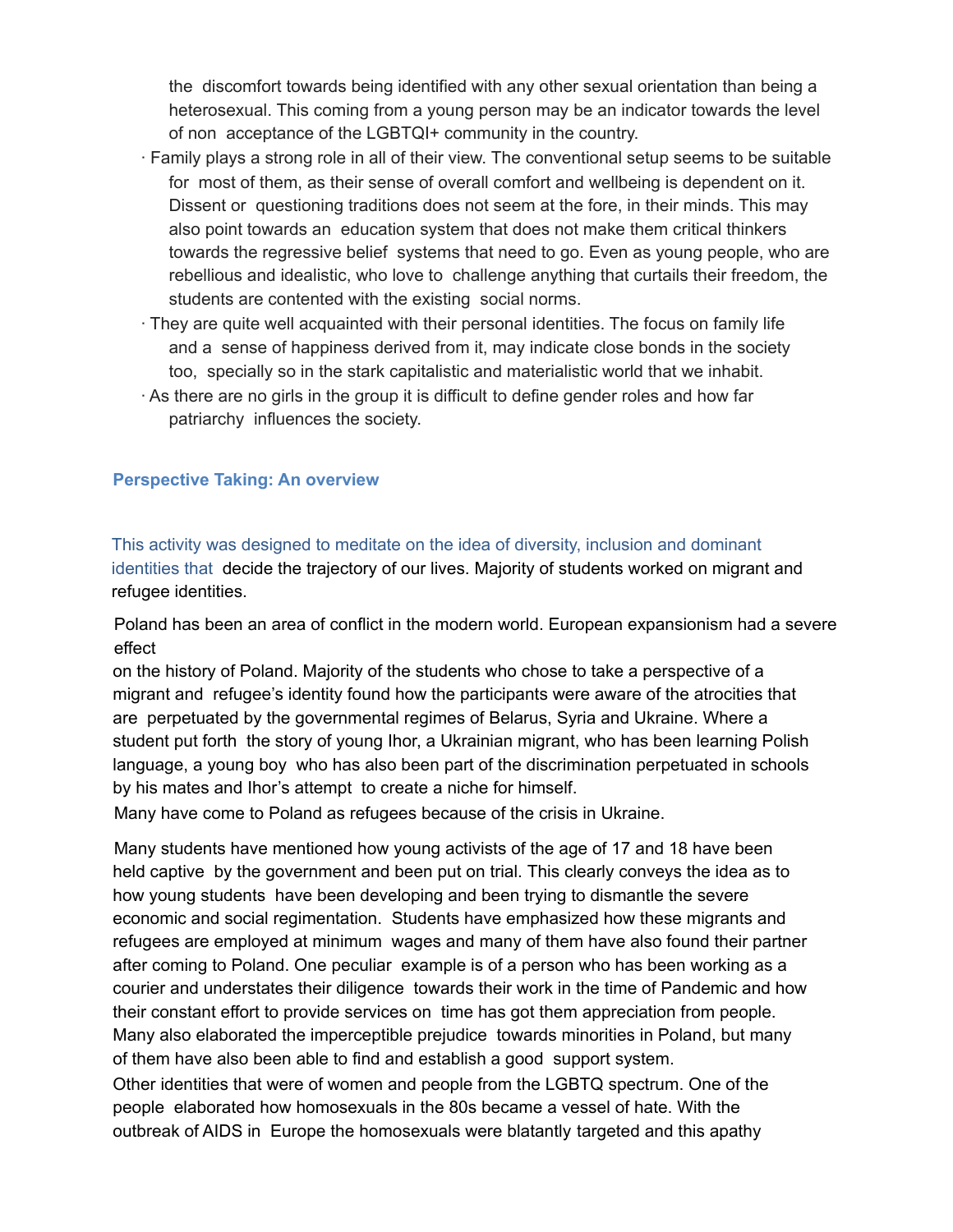the discomfort towards being identified with any other sexual orientation than being a heterosexual. This coming from a young person may be an indicator towards the level of non acceptance of the LGBTQI+ community in the country.

- Family plays a strong role in all of their view. The conventional setup seems to be suitable for most of them, as their sense of overall comfort and wellbeing is dependent on it. Dissent or questioning traditions does not seem at the fore, in their minds. This may also point towards an education system that does not make them critical thinkers towards the regressive belief systems that need to go. Even as young people, who are rebellious and idealistic, who love to challenge anything that curtails their freedom, the students are contented with the existing social norms.
- They are quite well acquainted with their personal identities. The focus on family life and a sense of happiness derived from it, may indicate close bonds in the society too, specially so in the stark capitalistic and materialistic world that we inhabit.
- As there are no girls in the group it is difficult to define gender roles and how far patriarchy influences the society.

### Perspective Taking: An overview

This activity was designed to meditate on the idea of diversity, inclusion and dominant identities that decide the trajectory of our lives. Majority of students worked on migrant and refugee identities.

Poland has been an area of conflict in the modern world. European expansionism had a severe effect on the history of Poland. Majority of the students who chose to take a perspective of a migrant and refugee's identity found how the participants were aware of the atrocities that are perpetuated by the governmental regimes of Belarus, Syria and Ukraine. Where a student put forth the story of young Ihor, a Ukrainian migrant, who has been learning Polish language, a young boy who has also been part of the discrimination perpetuated in schools by his mates and Ihor's attempt to create a niche for himself.

Many have come to Poland as refugees because of the crisis in Ukraine.

Many students have mentioned how young activists of the age of 17 and 18 have been held captive by the government and been put on trial. This clearly conveys the idea as to how young students have been developing and been trying to dismantle the severe economic and social regimentation. Students have emphasized how these migrants and refugees are employed at minimum wages and many of them have also found their partner after coming to Poland. One peculiar example is of a person who has been working as a courier and understates their diligence towards their work in the time of Pandemic and how their constant effort to provide services on time has got them appreciation from people. Many also elaborated the imperceptible prejudice towards minorities in Poland, but many of them have also been able to find and establish a good support system.

Other identities that were of women and people from the LGBTQ spectrum. One of the people elaborated how homosexuals in the 80s became a vessel of hate. With the outbreak of AIDS in Europe the homosexuals were blatantly targeted and this apathy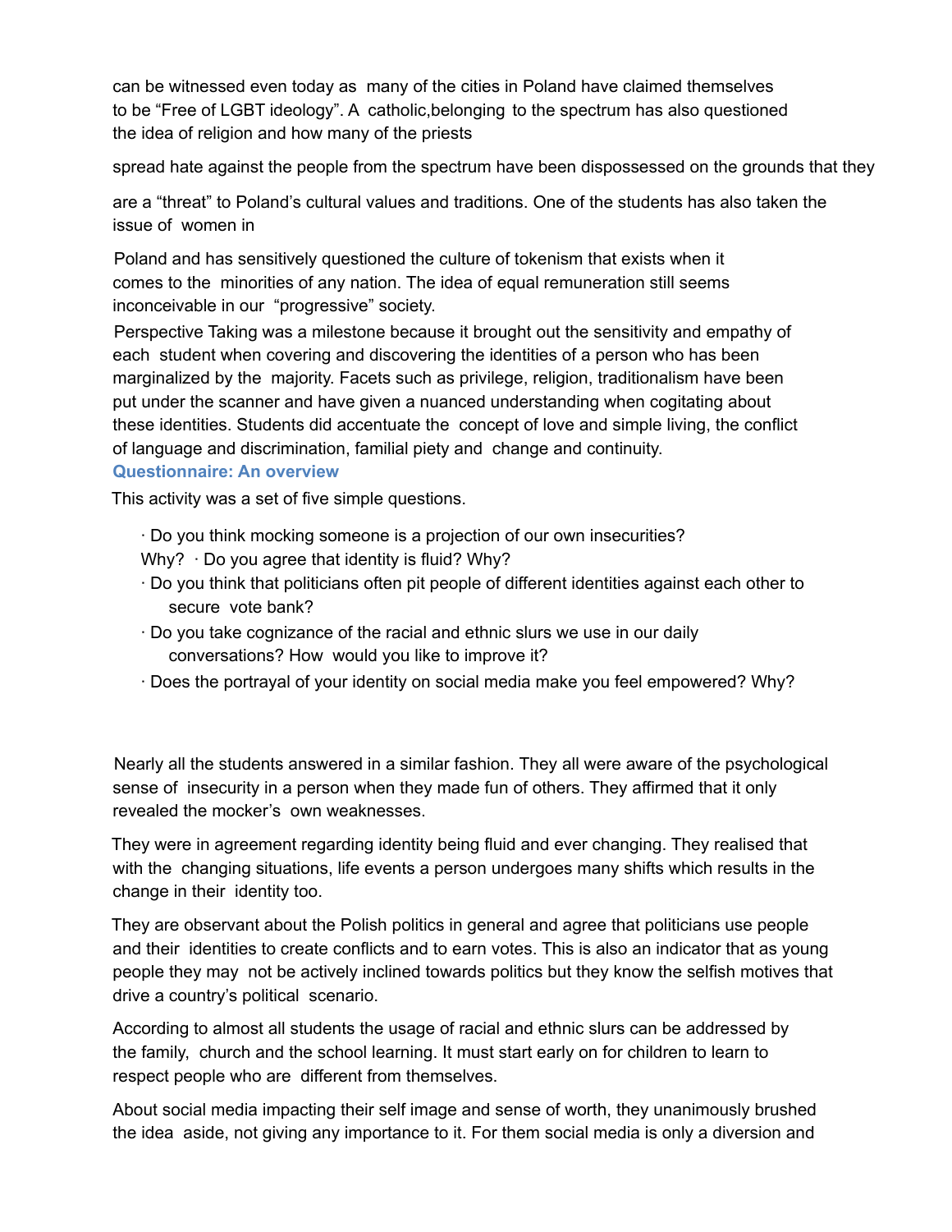can be witnessed even today as many of the cities in Poland have claimed themselves to be “Free of LGBT ideology”. A catholic,belonging to the spectrum has also questioned the idea of religion and how many of the priests

spread hate against the people from the spectrum have been dispossessed on the grounds that they

are a “threat” to Poland’s cultural values and traditions. One of the students has also taken the issue of women in

Poland and has sensitively questioned the culture of tokenism that exists when it comes to the minorities of any nation. The idea of equal remuneration still seems inconceivable in our “progressive” society.

Perspective Taking was a milestone because it brought out the sensitivity and empathy of each student when covering and discovering the identities of a person who has been marginalized by the majority. Facets such as privilege, religion, traditionalism have been put under the scanner and have given a nuanced understanding when cogitating about these identities. Students did accentuate the concept of love and simple living, the conflict of language and discrimination, familial piety and change and continuity.

### Questionnaire: An overview

This activity was a set of five simple questions.

- Do you think mocking someone is a projection of our own insecurities? Why?
- Do you agree that identity is fluid? Why?
- Do you think that politicians often pit people of different identities against each other to secure vote bank?
- Do you take cognizance of the racial and ethnic slurs we use in our daily conversations? How would you like to improve it?
- Does the portrayal of your identity on social media make you feel empowered? Why?

Nearly all the students answered in a similar fashion. They all were aware of the psychological sense of insecurity in a person when they made fun of others. They affirmed that it only revealed the mocker’s own weaknesses.

They were in agreement regarding identity being fluid and ever changing. They realised that with the changing situations, life events a person undergoes many shifts which results in the change in their identity too.

They are observant about the Polish politics in general and agree that politicians use people and their identities to create conflicts and to earn votes. This is also an indicator that as young people they may not be actively inclined towards politics but they know the selfish motives that drive a country’s political scenario.

According to almost all students the usage of racial and ethnic slurs can be addressed by the family, church and the school learning. It must start early on for children to learn to respect people who are different from themselves.

About social media impacting their self image and sense of worth, they unanimously brushed the idea aside, not giving any importance to it. For them social media is only a diversion and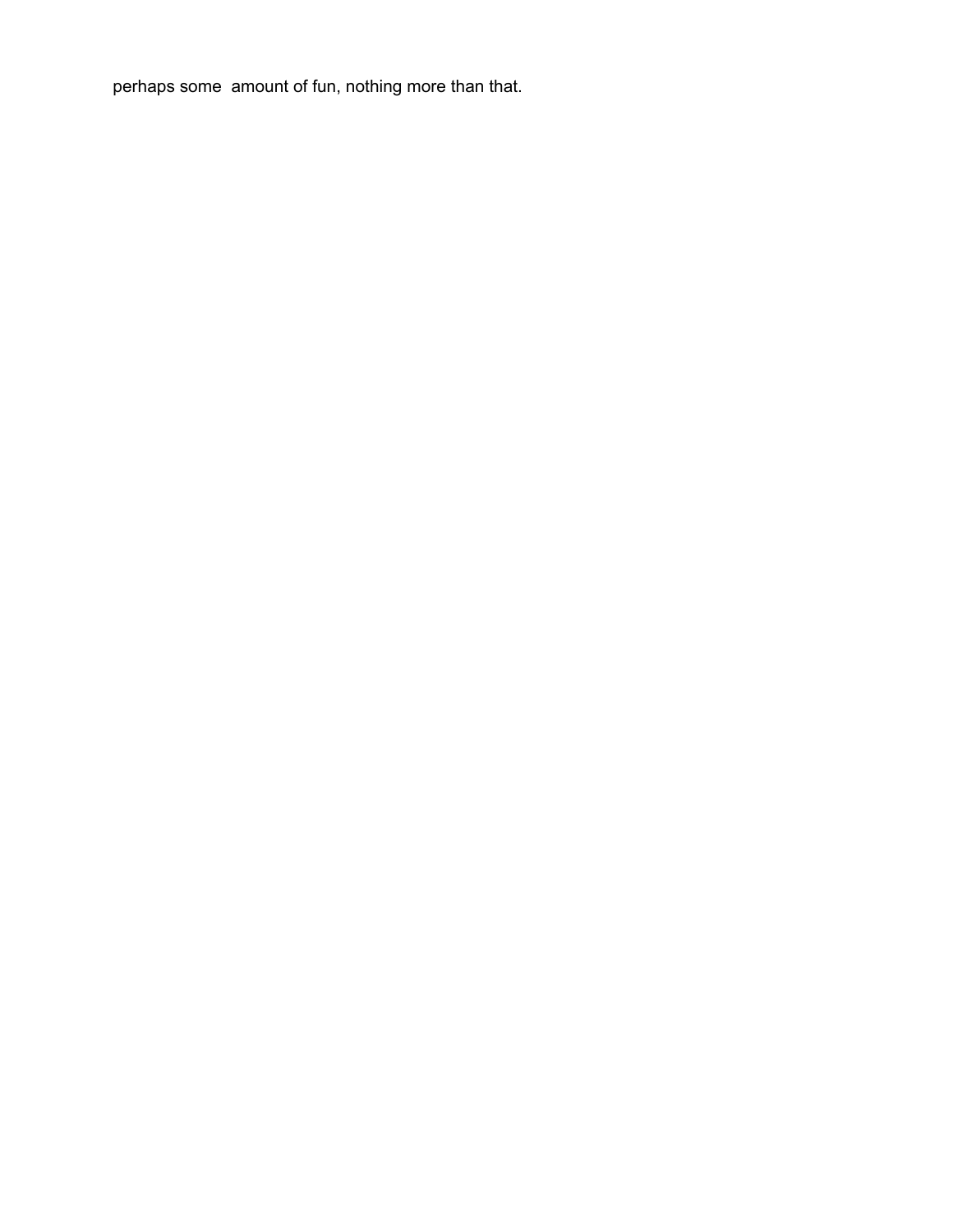perhaps some amount of fun, nothing more than that.